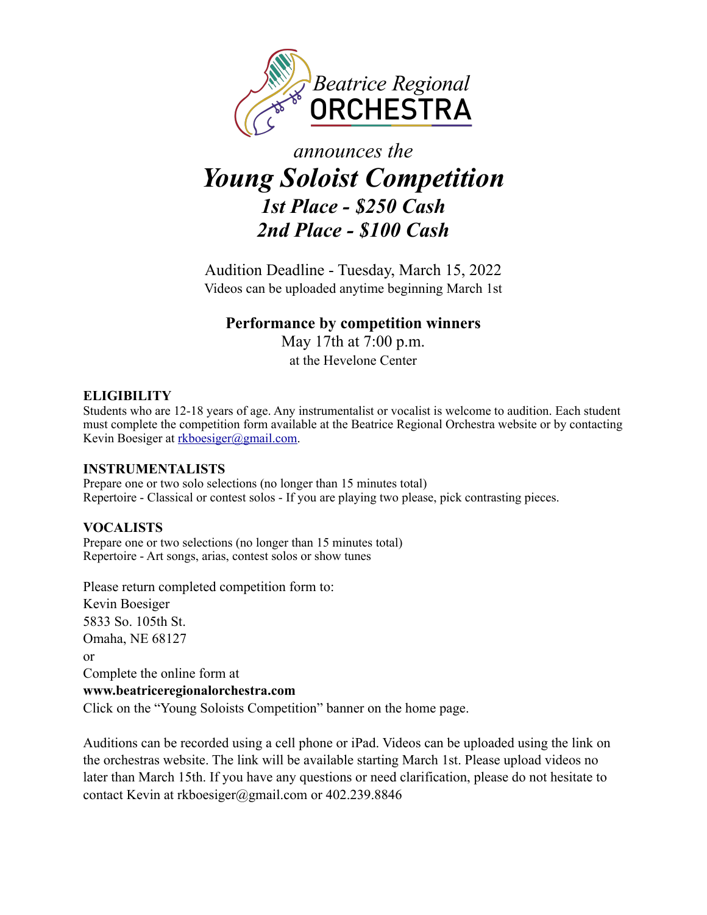Beatrice Regional
**ORCHESTRA**

*announces the*

# *Young Soloist Competition*

## *1st Place - $250 Cash*

## *2nd Place - $100 Cash*

Audition Deadline - Tuesday, March 15, 2022
Videos can be uploaded anytime beginning March 1st

**Performance by competition winners**
May 17th at 7:00 p.m.
at the Hevelone Center

**ELIGIBILITY**
Students who are 12-18 years of age. Any instrumentalist or vocalist is welcome to audition. Each student must complete the competition form available at the Beatrice Regional Orchestra website or by contacting Kevin Boesiger at rkboesiger@gmail.com.

**INSTRUMENTALISTS**
Prepare one or two solo selections (no longer than 15 minutes total)
Repertoire - Classical or contest solos - If you are playing two please, pick contrasting pieces.

**VOCALISTS**
Prepare one or two selections (no longer than 15 minutes total)
Repertoire - Art songs, arias, contest solos or show tunes

Please return completed competition form to:
Kevin Boesiger
5833 So. 105th St.
Omaha, NE 68127
or
Complete the online form at
**www.beatriceregionalorchestra.com**
Click on the "Young Soloists Competition" banner on the home page.

Auditions can be recorded using a cell phone or iPad. Videos can be uploaded using the link on the orchestras website. The link will be available starting March 1st. Please upload videos no later than March 15th. If you have any questions or need clarification, please do not hesitate to contact Kevin at rkboesiger@gmail.com or 402.239.8846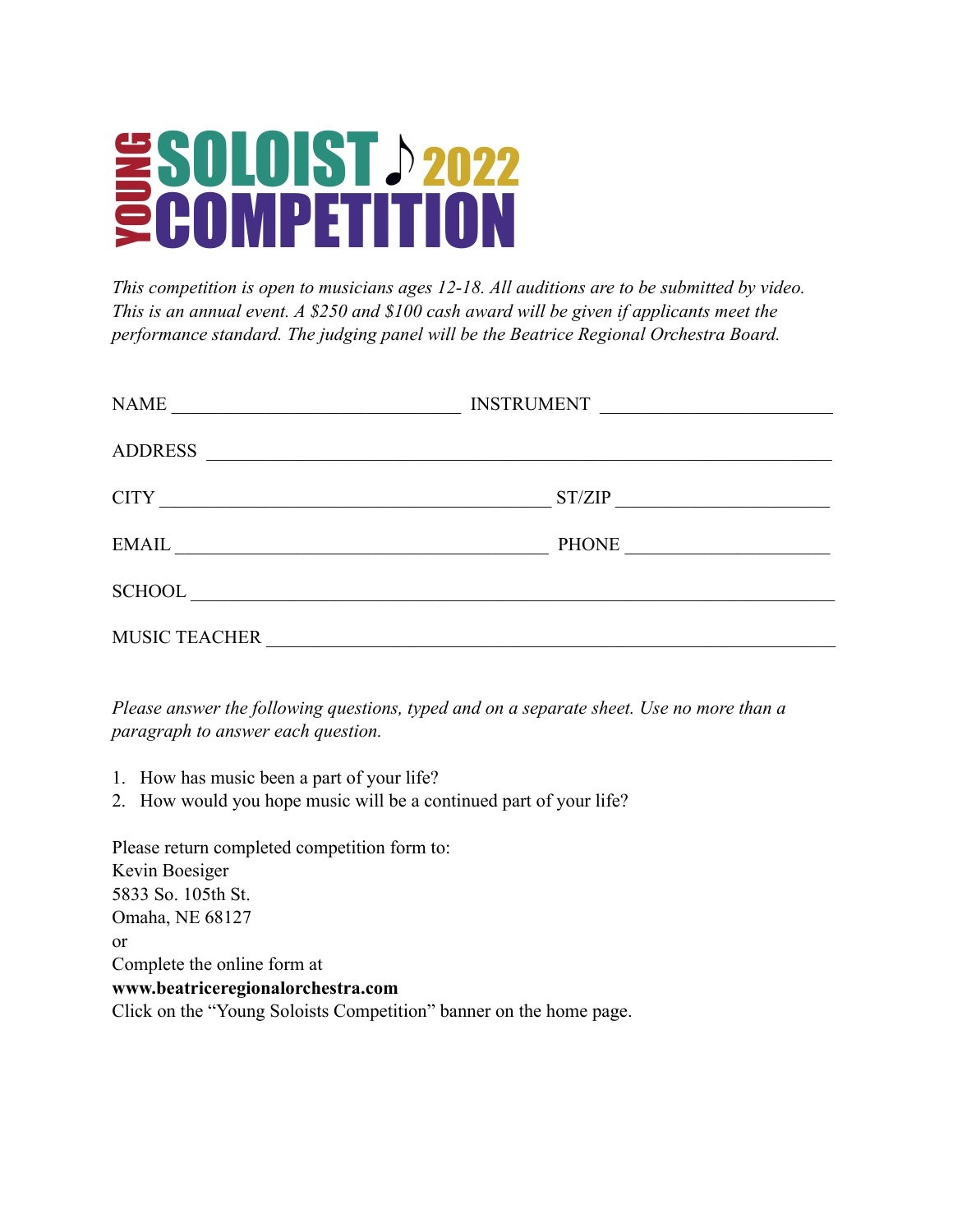# YOUNG SOLOIST ♪ 2022 COMPETITION

*This competition is open to musicians ages 12-18. All auditions are to be submitted by video. This is an annual event. A $250 and $100 cash award will be given if applicants meet the performance standard. The judging panel will be the Beatrice Regional Orchestra Board.*

NAME ______________________________ INSTRUMENT ________________________

ADDRESS _________________________________________________________________

CITY ________________________________________ ST/ZIP ______________________

EMAIL _______________________________________ PHONE _____________________

SCHOOL __________________________________________________________________

MUSIC TEACHER ___________________________________________________________

*Please answer the following questions, typed and on a separate sheet. Use no more than a paragraph to answer each question.*

1. How has music been a part of your life?
2. How would you hope music will be a continued part of your life?

Please return completed competition form to:
Kevin Boesiger
5833 So. 105th St.
Omaha, NE 68127
or
Complete the online form at
**www.beatriceregionalorchestra.com**
Click on the "Young Soloists Competition" banner on the home page.